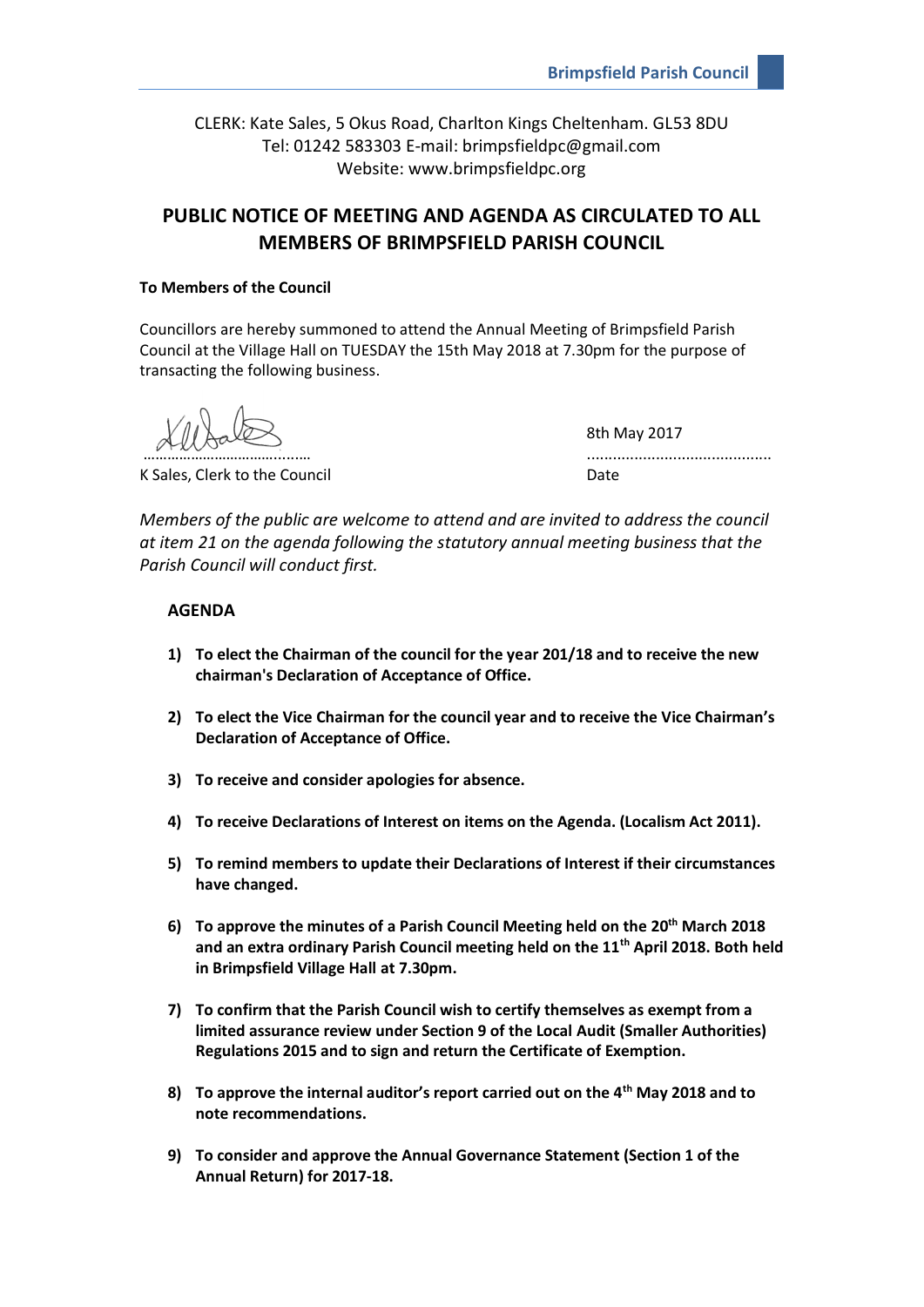CLERK: Kate Sales, 5 Okus Road, Charlton Kings Cheltenham. GL53 8DU
Tel: 01242 583303 E-mail: brimpsfieldpc@gmail.com
Website: www.brimpsfieldpc.org

# PUBLIC NOTICE OF MEETING AND AGENDA AS CIRCULATED TO ALL MEMBERS OF BRIMPSFIELD PARISH COUNCIL

**To Members of the Council**

Councillors are hereby summoned to attend the Annual Meeting of Brimpsfield Parish Council at the Village Hall on TUESDAY the 15th May 2018 at 7.30pm for the purpose of transacting the following business.

…………………………………….  8th May 2017
K Sales, Clerk to the Council  Date

*Members of the public are welcome to attend and are invited to address the council at item 21 on the agenda following the statutory annual meeting business that the Parish Council will conduct first.*

## AGENDA

1) **To elect the Chairman of the council for the year 201/18 and to receive the new chairman's Declaration of Acceptance of Office.**

2) **To elect the Vice Chairman for the council year and to receive the Vice Chairman's Declaration of Acceptance of Office.**

3) **To receive and consider apologies for absence.**

4) **To receive Declarations of Interest on items on the Agenda. (Localism Act 2011).**

5) **To remind members to update their Declarations of Interest if their circumstances have changed.**

6) **To approve the minutes of a Parish Council Meeting held on the 20th March 2018 and an extra ordinary Parish Council meeting held on the 11th April 2018. Both held in Brimpsfield Village Hall at 7.30pm.**

7) **To confirm that the Parish Council wish to certify themselves as exempt from a limited assurance review under Section 9 of the Local Audit (Smaller Authorities) Regulations 2015 and to sign and return the Certificate of Exemption.**

8) **To approve the internal auditor's report carried out on the 4th May 2018 and to note recommendations.**

9) **To consider and approve the Annual Governance Statement (Section 1 of the Annual Return) for 2017-18.**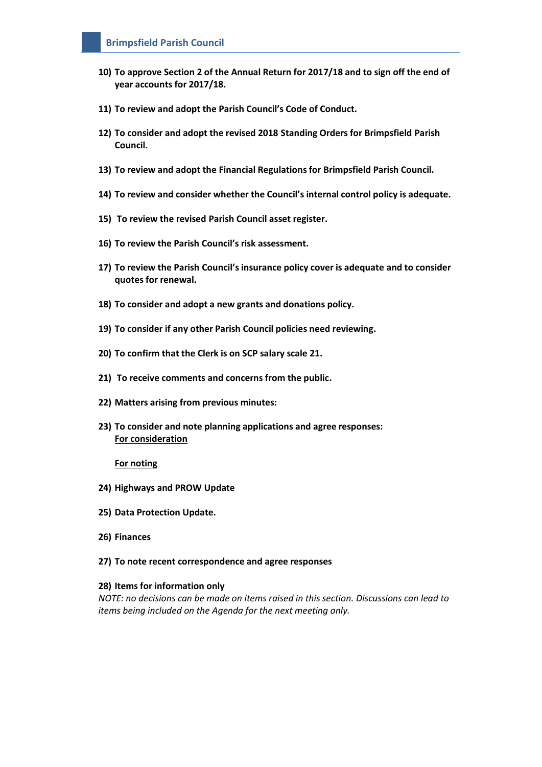**10) To approve Section 2 of the Annual Return for 2017/18 and to sign off the end of year accounts for 2017/18.**

**11) To review and adopt the Parish Council's Code of Conduct.**

**12) To consider and adopt the revised 2018 Standing Orders for Brimpsfield Parish Council.**

**13) To review and adopt the Financial Regulations for Brimpsfield Parish Council.**

**14) To review and consider whether the Council's internal control policy is adequate.**

**15) To review the revised Parish Council asset register.**

**16) To review the Parish Council's risk assessment.**

**17) To review the Parish Council's insurance policy cover is adequate and to consider quotes for renewal.**

**18) To consider and adopt a new grants and donations policy.**

**19) To consider if any other Parish Council policies need reviewing.**

**20) To confirm that the Clerk is on SCP salary scale 21.**

**21) To receive comments and concerns from the public.**

**22) Matters arising from previous minutes:**

**23) To consider and note planning applications and agree responses:**
**<u>For consideration</u>**

**<u>For noting</u>**

**24) Highways and PROW Update**

**25) Data Protection Update.**

**26) Finances**

**27) To note recent correspondence and agree responses**

**28) Items for information only**
*NOTE: no decisions can be made on items raised in this section. Discussions can lead to items being included on the Agenda for the next meeting only.*